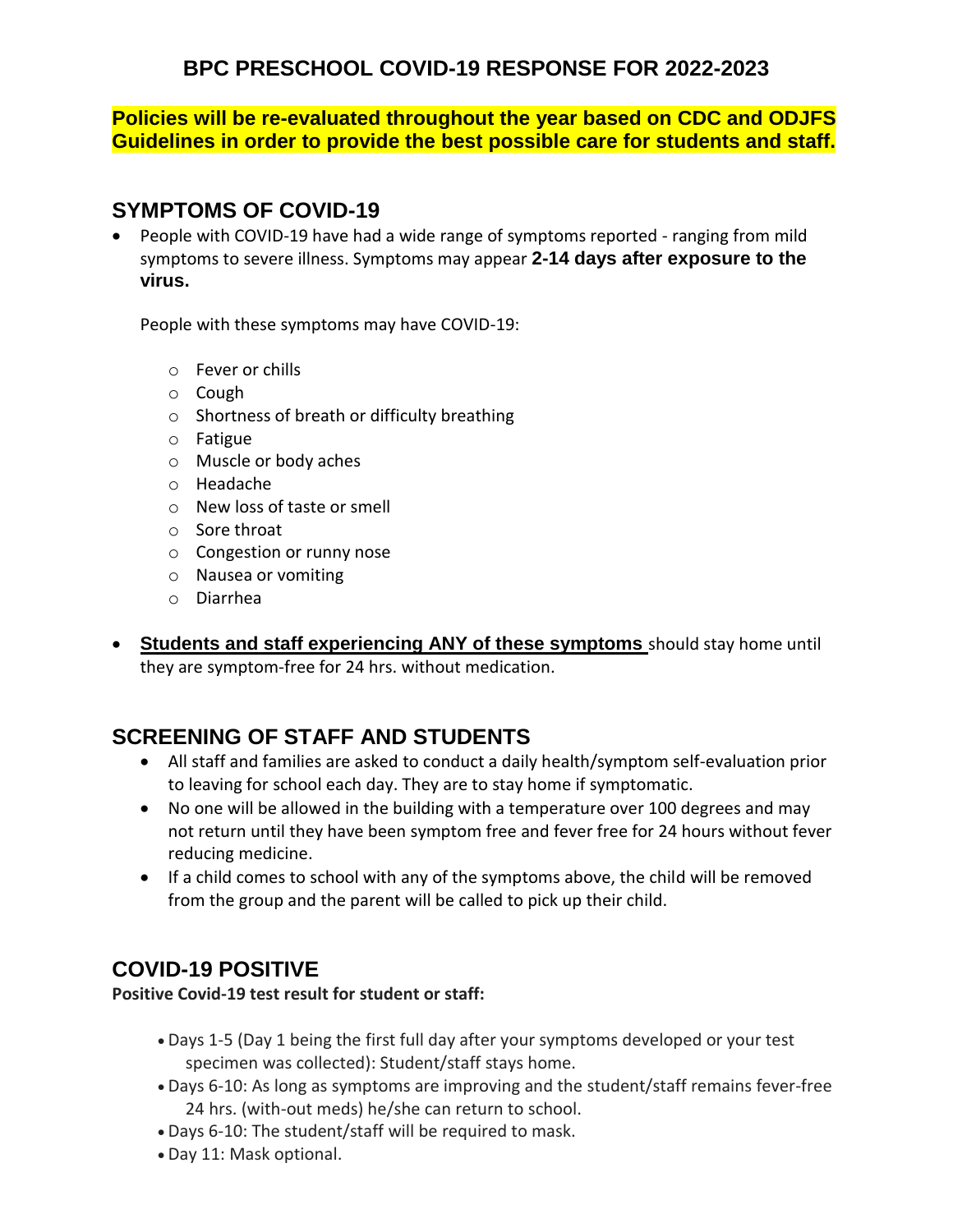# BPC PRESCHOOL COVID-19 RESPONSE FOR 2022-2023

**Policies will be re-evaluated throughout the year based on CDC and ODJFS Guidelines in order to provide the best possible care for students and staff.**

## SYMPTOMS OF COVID-19

- People with COVID-19 have had a wide range of symptoms reported - ranging from mild symptoms to severe illness. Symptoms may appear **2-14 days after exposure to the virus.**

  People with these symptoms may have COVID-19:

  - Fever or chills
  - Cough
  - Shortness of breath or difficulty breathing
  - Fatigue
  - Muscle or body aches
  - Headache
  - New loss of taste or smell
  - Sore throat
  - Congestion or runny nose
  - Nausea or vomiting
  - Diarrhea

- **<u>Students and staff experiencing ANY of these symptoms</u>** should stay home until they are symptom-free for 24 hrs. without medication.

## SCREENING OF STAFF AND STUDENTS

- All staff and families are asked to conduct a daily health/symptom self-evaluation prior to leaving for school each day. They are to stay home if symptomatic.
- No one will be allowed in the building with a temperature over 100 degrees and may not return until they have been symptom free and fever free for 24 hours without fever reducing medicine.
- If a child comes to school with any of the symptoms above, the child will be removed from the group and the parent will be called to pick up their child.

## COVID-19 POSITIVE

**Positive Covid-19 test result for student or staff:**

- Days 1-5 (Day 1 being the first full day after your symptoms developed or your test specimen was collected): Student/staff stays home.
- Days 6-10: As long as symptoms are improving and the student/staff remains fever-free 24 hrs. (with-out meds) he/she can return to school.
- Days 6-10: The student/staff will be required to mask.
- Day 11: Mask optional.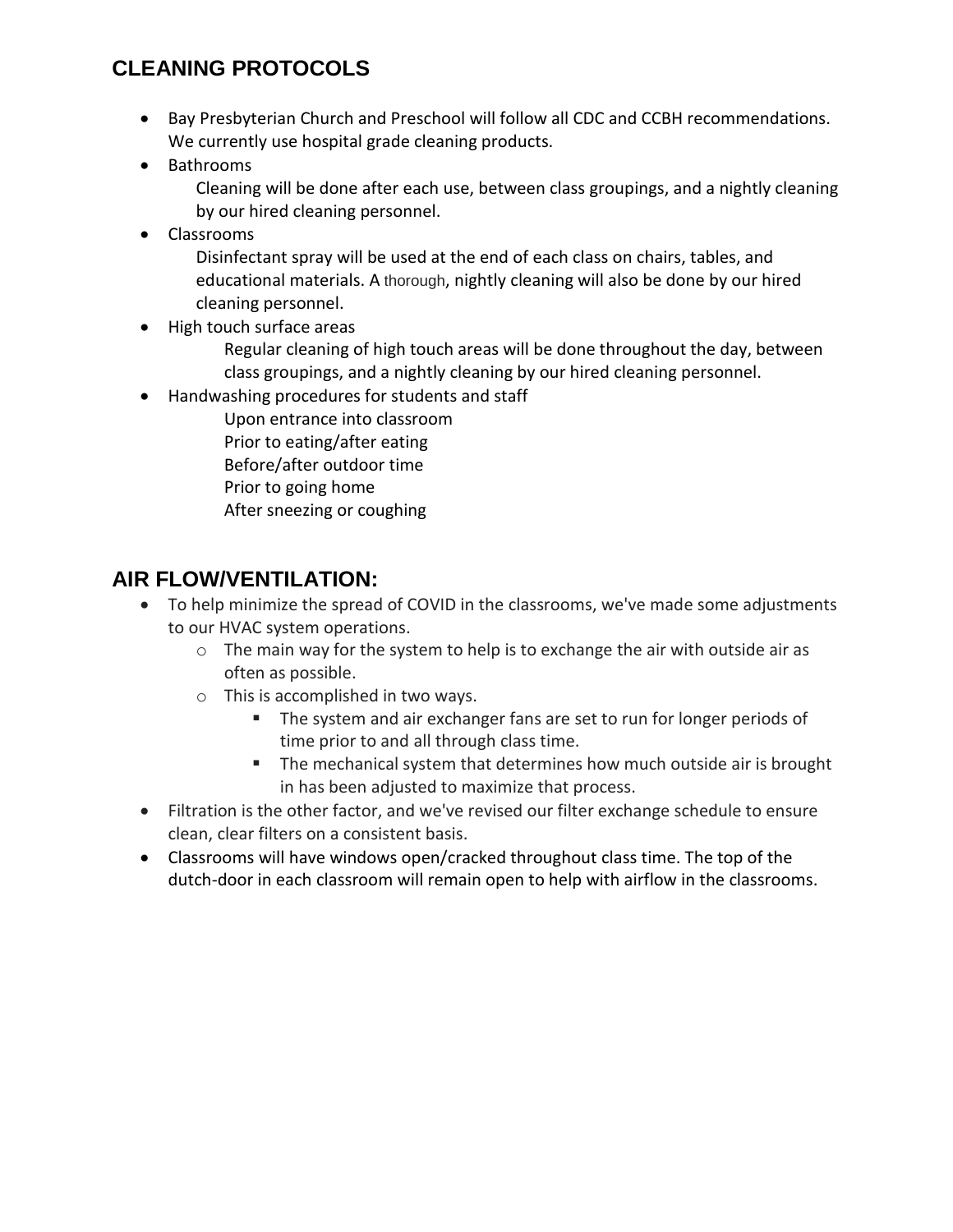## CLEANING PROTOCOLS

- Bay Presbyterian Church and Preschool will follow all CDC and CCBH recommendations. We currently use hospital grade cleaning products.
- Bathrooms
  Cleaning will be done after each use, between class groupings, and a nightly cleaning by our hired cleaning personnel.
- Classrooms
  Disinfectant spray will be used at the end of each class on chairs, tables, and educational materials. A thorough, nightly cleaning will also be done by our hired cleaning personnel.
- High touch surface areas
  Regular cleaning of high touch areas will be done throughout the day, between class groupings, and a nightly cleaning by our hired cleaning personnel.
- Handwashing procedures for students and staff
  Upon entrance into classroom
  Prior to eating/after eating
  Before/after outdoor time
  Prior to going home
  After sneezing or coughing

## AIR FLOW/VENTILATION:

- To help minimize the spread of COVID in the classrooms, we've made some adjustments to our HVAC system operations.
  - The main way for the system to help is to exchange the air with outside air as often as possible.
  - This is accomplished in two ways.
    - The system and air exchanger fans are set to run for longer periods of time prior to and all through class time.
    - The mechanical system that determines how much outside air is brought in has been adjusted to maximize that process.
- Filtration is the other factor, and we've revised our filter exchange schedule to ensure clean, clear filters on a consistent basis.
- Classrooms will have windows open/cracked throughout class time. The top of the dutch-door in each classroom will remain open to help with airflow in the classrooms.